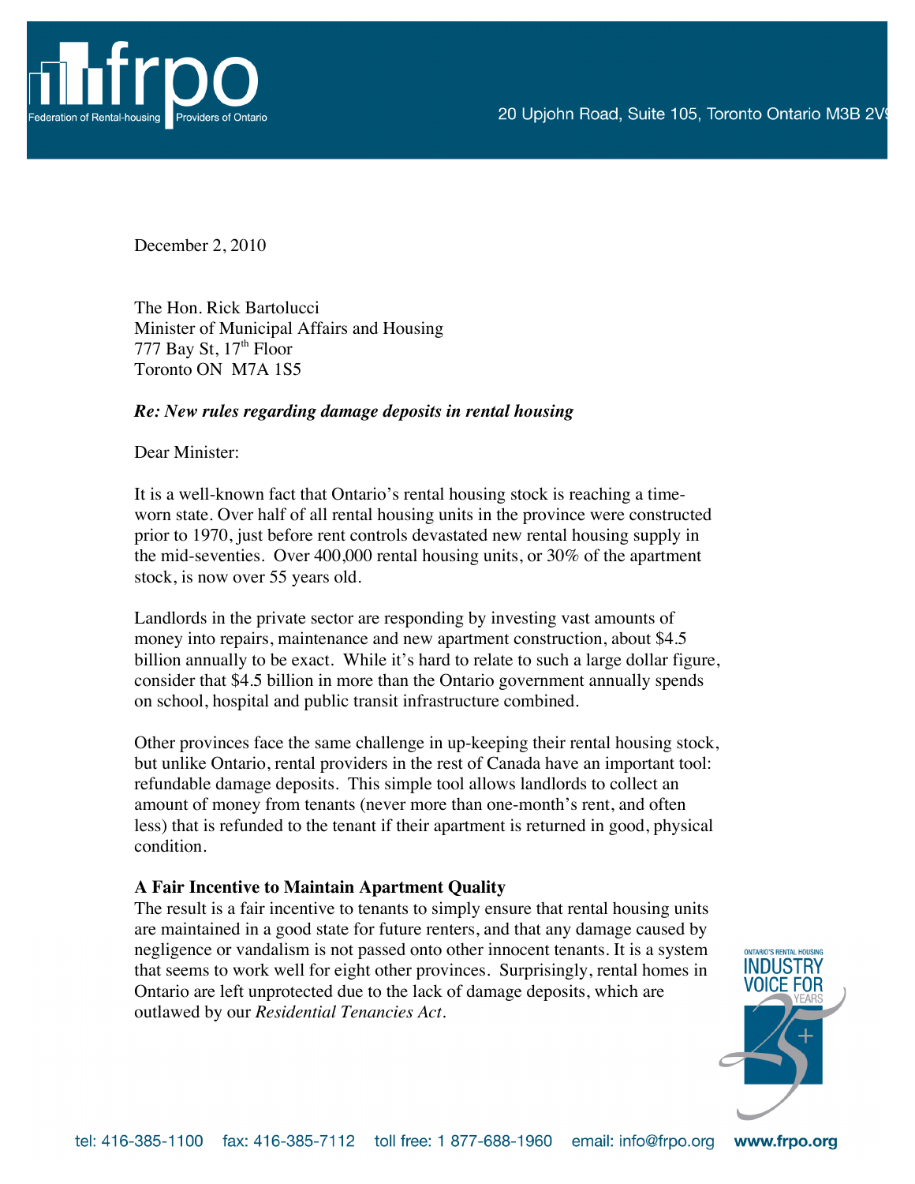Federation of Rental-housing Providers of Ontario

20 Upjohn Road, Suite 105, Toronto Ontario M3B 2V9

December 2, 2010

The Hon. Rick Bartolucci
Minister of Municipal Affairs and Housing
777 Bay St, 17th Floor
Toronto ON M7A 1S5

***Re: New rules regarding damage deposits in rental housing***

Dear Minister:

It is a well-known fact that Ontario's rental housing stock is reaching a time-worn state. Over half of all rental housing units in the province were constructed prior to 1970, just before rent controls devastated new rental housing supply in the mid-seventies. Over 400,000 rental housing units, or 30% of the apartment stock, is now over 55 years old.

Landlords in the private sector are responding by investing vast amounts of money into repairs, maintenance and new apartment construction, about $4.5 billion annually to be exact. While it's hard to relate to such a large dollar figure, consider that $4.5 billion in more than the Ontario government annually spends on school, hospital and public transit infrastructure combined.

Other provinces face the same challenge in up-keeping their rental housing stock, but unlike Ontario, rental providers in the rest of Canada have an important tool: refundable damage deposits. This simple tool allows landlords to collect an amount of money from tenants (never more than one-month's rent, and often less) that is refunded to the tenant if their apartment is returned in good, physical condition.

**A Fair Incentive to Maintain Apartment Quality**

The result is a fair incentive to tenants to simply ensure that rental housing units are maintained in a good state for future renters, and that any damage caused by negligence or vandalism is not passed onto other innocent tenants. It is a system that seems to work well for eight other provinces. Surprisingly, rental homes in Ontario are left unprotected due to the lack of damage deposits, which are outlawed by our *Residential Tenancies Act*.

tel: 416-385-1100 fax: 416-385-7112 toll free: 1 877-688-1960 email: info@frpo.org **www.frpo.org**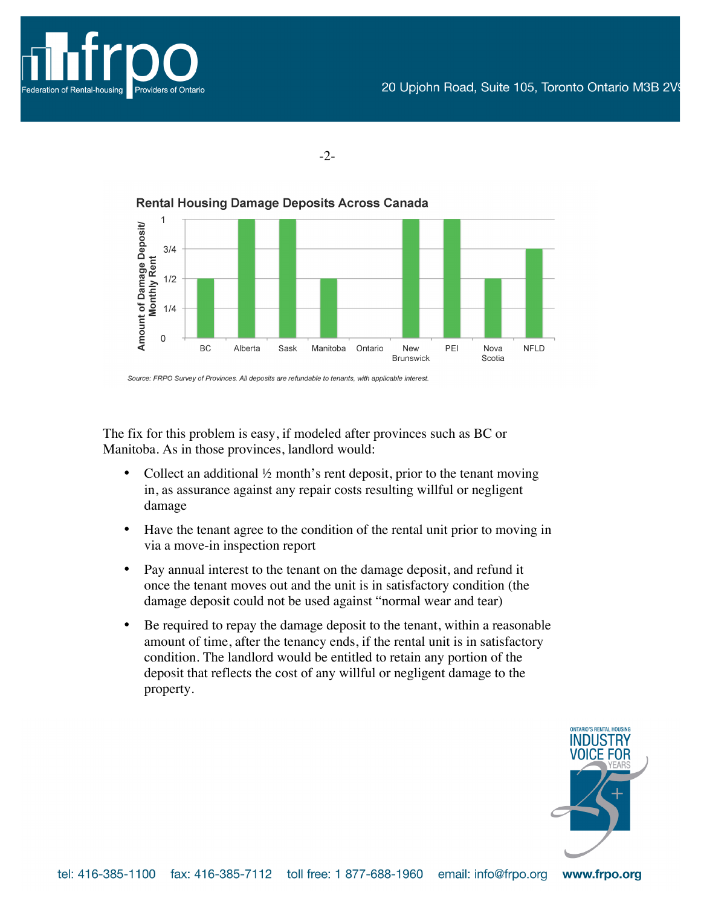**Rental Housing Damage Deposits Across Canada**

| Province | Amount of Damage Deposit/Monthly Rent |
|---|---|
| BC | 1/2 |
| Alberta | 1 |
| Sask | 1 |
| Manitoba | 1/2 |
| Ontario | 0 |
| New Brunswick | 1 |
| PEI | 1 |
| Nova Scotia | 1/2 |
| NFLD | 3/4 |

*Source: FRPO Survey of Provinces. All deposits are refundable to tenants, with applicable interest.*

The fix for this problem is easy, if modeled after provinces such as BC or Manitoba. As in those provinces, landlord would:

- Collect an additional ½ month's rent deposit, prior to the tenant moving in, as assurance against any repair costs resulting willful or negligent damage
- Have the tenant agree to the condition of the rental unit prior to moving in via a move-in inspection report
- Pay annual interest to the tenant on the damage deposit, and refund it once the tenant moves out and the unit is in satisfactory condition (the damage deposit could not be used against "normal wear and tear)
- Be required to repay the damage deposit to the tenant, within a reasonable amount of time, after the tenancy ends, if the rental unit is in satisfactory condition. The landlord would be entitled to retain any portion of the deposit that reflects the cost of any willful or negligent damage to the property.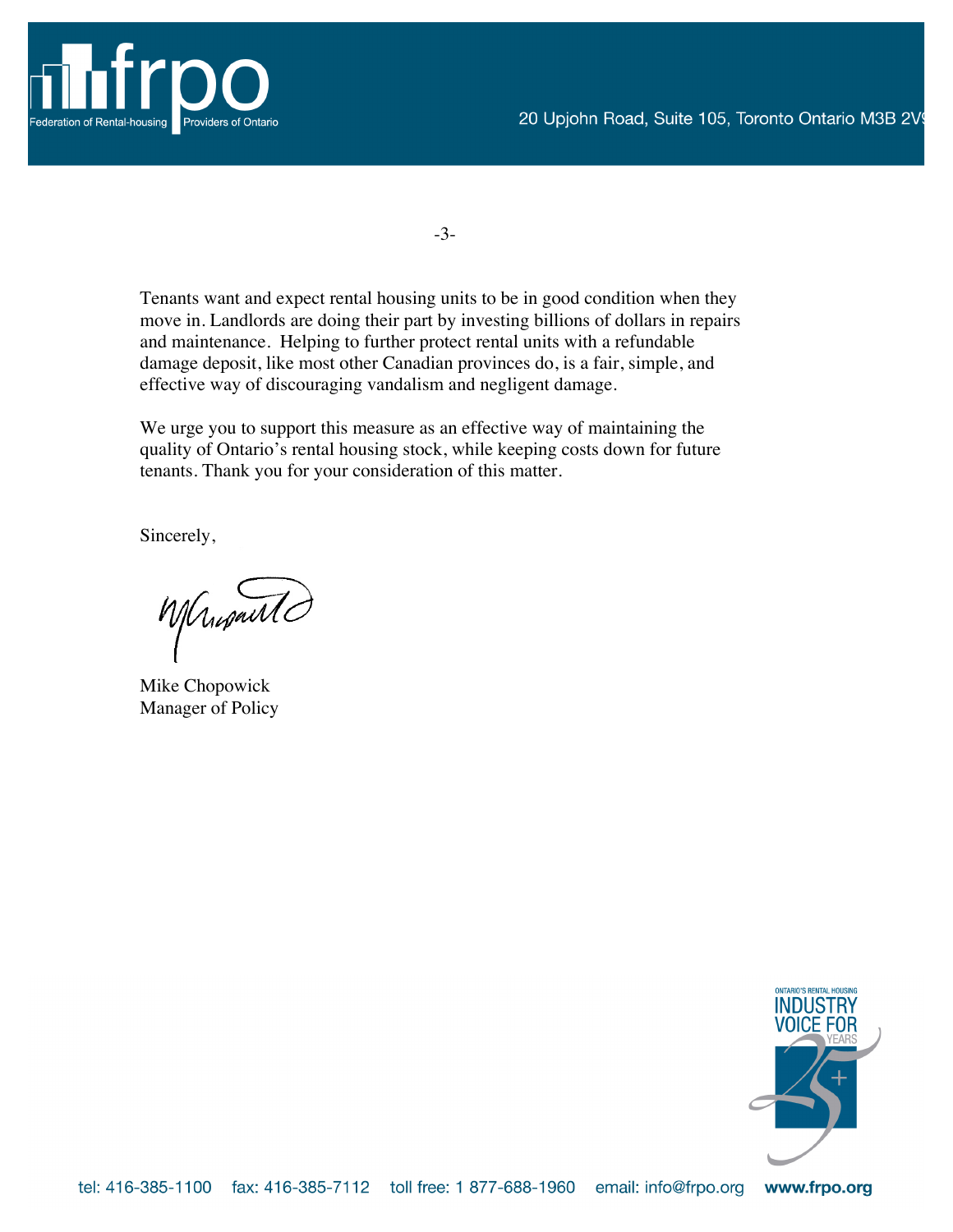Tenants want and expect rental housing units to be in good condition when they move in. Landlords are doing their part by investing billions of dollars in repairs and maintenance. Helping to further protect rental units with a refundable damage deposit, like most other Canadian provinces do, is a fair, simple, and effective way of discouraging vandalism and negligent damage.

We urge you to support this measure as an effective way of maintaining the quality of Ontario's rental housing stock, while keeping costs down for future tenants. Thank you for your consideration of this matter.

Sincerely,

Mike Chopowick
Manager of Policy